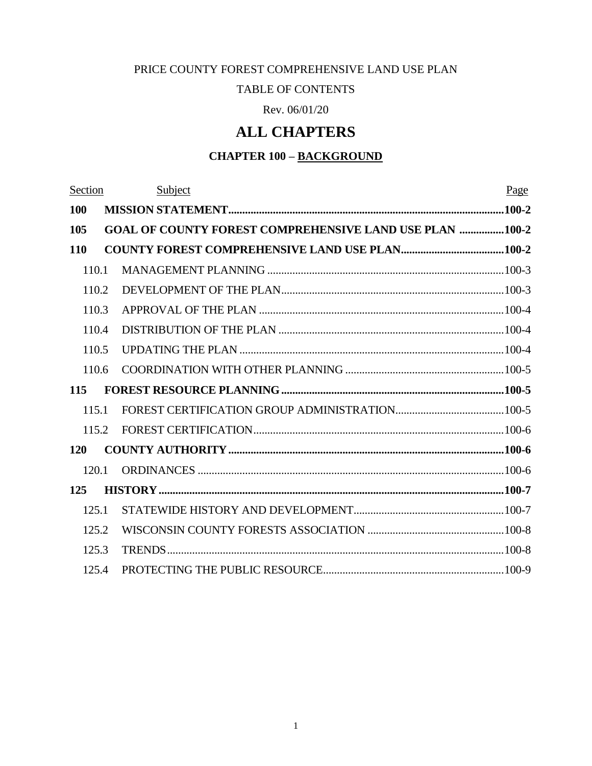PRICE COUNTY FOREST COMPREHENSIVE LAND USE PLAN

TABLE OF CONTENTS

Rev. 06/01/20

# ALL CHAPTERS

## CHAPTER 100 – BACKGROUND

| Section | Subject | Page |
|---|---|---|
| **100** | **MISSION STATEMENT** | **100-2** |
| **105** | **GOAL OF COUNTY FOREST COMPREHENSIVE LAND USE PLAN** | **100-2** |
| **110** | **COUNTY FOREST COMPREHENSIVE LAND USE PLAN** | **100-2** |
| 110.1 | MANAGEMENT PLANNING | 100-3 |
| 110.2 | DEVELOPMENT OF THE PLAN | 100-3 |
| 110.3 | APPROVAL OF THE PLAN | 100-4 |
| 110.4 | DISTRIBUTION OF THE PLAN | 100-4 |
| 110.5 | UPDATING THE PLAN | 100-4 |
| 110.6 | COORDINATION WITH OTHER PLANNING | 100-5 |
| **115** | **FOREST RESOURCE PLANNING** | **100-5** |
| 115.1 | FOREST CERTIFICATION GROUP ADMINISTRATION | 100-5 |
| 115.2 | FOREST CERTIFICATION | 100-6 |
| **120** | **COUNTY AUTHORITY** | **100-6** |
| 120.1 | ORDINANCES | 100-6 |
| **125** | **HISTORY** | **100-7** |
| 125.1 | STATEWIDE HISTORY AND DEVELOPMENT | 100-7 |
| 125.2 | WISCONSIN COUNTY FORESTS ASSOCIATION | 100-8 |
| 125.3 | TRENDS | 100-8 |
| 125.4 | PROTECTING THE PUBLIC RESOURCE | 100-9 |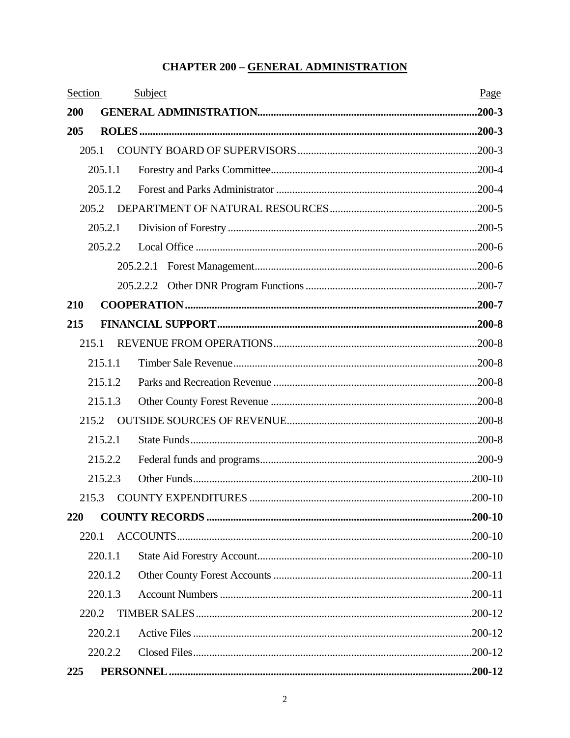# CHAPTER 200 – GENERAL ADMINISTRATION

| Section | Subject | Page |
|---|---|---|
| **200** | **GENERAL ADMINISTRATION** | **200-3** |
| **205** | **ROLES** | **200-3** |
| 205.1 | COUNTY BOARD OF SUPERVISORS | 200-3 |
| 205.1.1 | Forestry and Parks Committee | 200-4 |
| 205.1.2 | Forest and Parks Administrator | 200-4 |
| 205.2 | DEPARTMENT OF NATURAL RESOURCES | 200-5 |
| 205.2.1 | Division of Forestry | 200-5 |
| 205.2.2 | Local Office | 200-6 |
| 205.2.2.1 | Forest Management | 200-6 |
| 205.2.2.2 | Other DNR Program Functions | 200-7 |
| **210** | **COOPERATION** | **200-7** |
| **215** | **FINANCIAL SUPPORT** | **200-8** |
| 215.1 | REVENUE FROM OPERATIONS | 200-8 |
| 215.1.1 | Timber Sale Revenue | 200-8 |
| 215.1.2 | Parks and Recreation Revenue | 200-8 |
| 215.1.3 | Other County Forest Revenue | 200-8 |
| 215.2 | OUTSIDE SOURCES OF REVENUE | 200-8 |
| 215.2.1 | State Funds | 200-8 |
| 215.2.2 | Federal funds and programs | 200-9 |
| 215.2.3 | Other Funds | 200-10 |
| 215.3 | COUNTY EXPENDITURES | 200-10 |
| **220** | **COUNTY RECORDS** | **200-10** |
| 220.1 | ACCOUNTS | 200-10 |
| 220.1.1 | State Aid Forestry Account | 200-10 |
| 220.1.2 | Other County Forest Accounts | 200-11 |
| 220.1.3 | Account Numbers | 200-11 |
| 220.2 | TIMBER SALES | 200-12 |
| 220.2.1 | Active Files | 200-12 |
| 220.2.2 | Closed Files | 200-12 |
| **225** | **PERSONNEL** | **200-12** |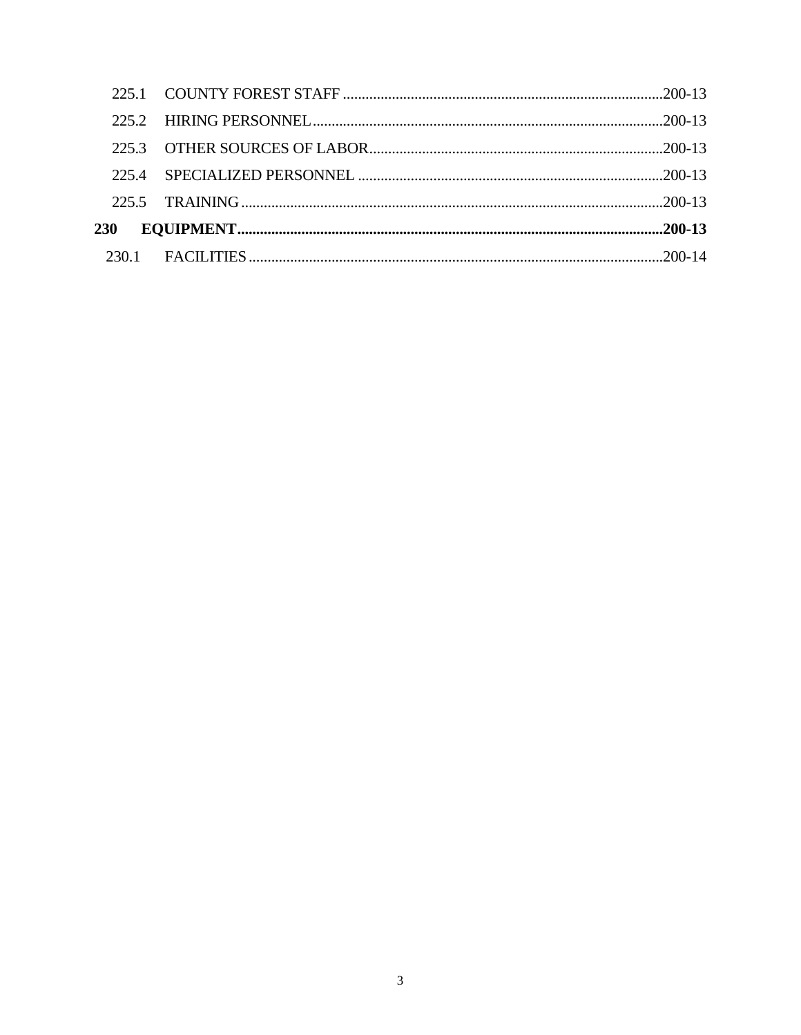| | | |
|---|---|---|
| 225.1 | COUNTY FOREST STAFF | 200-13 |
| 225.2 | HIRING PERSONNEL | 200-13 |
| 225.3 | OTHER SOURCES OF LABOR | 200-13 |
| 225.4 | SPECIALIZED PERSONNEL | 200-13 |
| 225.5 | TRAINING | 200-13 |
| **230** | **EQUIPMENT** | **200-13** |
| 230.1 | FACILITIES | 200-14 |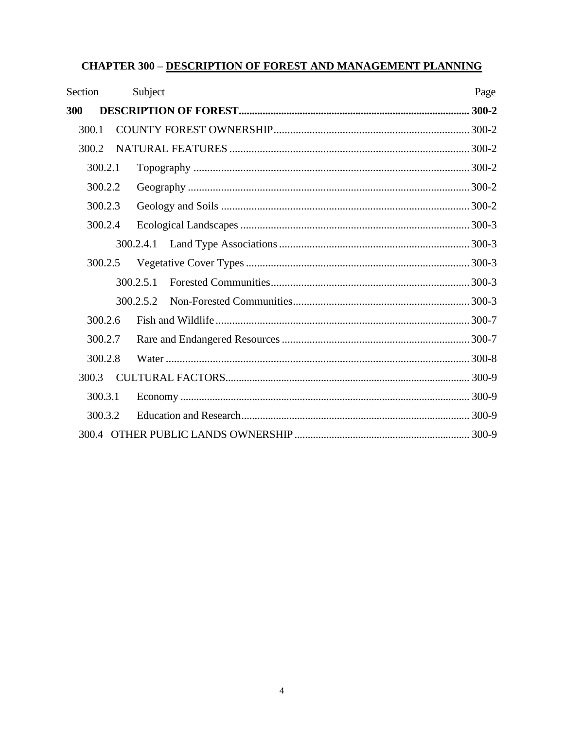# CHAPTER 300 – DESCRIPTION OF FOREST AND MANAGEMENT PLANNING

| Section | Subject | Page |
|---|---|---|
| **300** | **DESCRIPTION OF FOREST** | **300-2** |
| 300.1 | COUNTY FOREST OWNERSHIP | 300-2 |
| 300.2 | NATURAL FEATURES | 300-2 |
| 300.2.1 | Topography | 300-2 |
| 300.2.2 | Geography | 300-2 |
| 300.2.3 | Geology and Soils | 300-2 |
| 300.2.4 | Ecological Landscapes | 300-3 |
| 300.2.4.1 | Land Type Associations | 300-3 |
| 300.2.5 | Vegetative Cover Types | 300-3 |
| 300.2.5.1 | Forested Communities | 300-3 |
| 300.2.5.2 | Non-Forested Communities | 300-3 |
| 300.2.6 | Fish and Wildlife | 300-7 |
| 300.2.7 | Rare and Endangered Resources | 300-7 |
| 300.2.8 | Water | 300-8 |
| 300.3 | CULTURAL FACTORS | 300-9 |
| 300.3.1 | Economy | 300-9 |
| 300.3.2 | Education and Research | 300-9 |
| 300.4 | OTHER PUBLIC LANDS OWNERSHIP | 300-9 |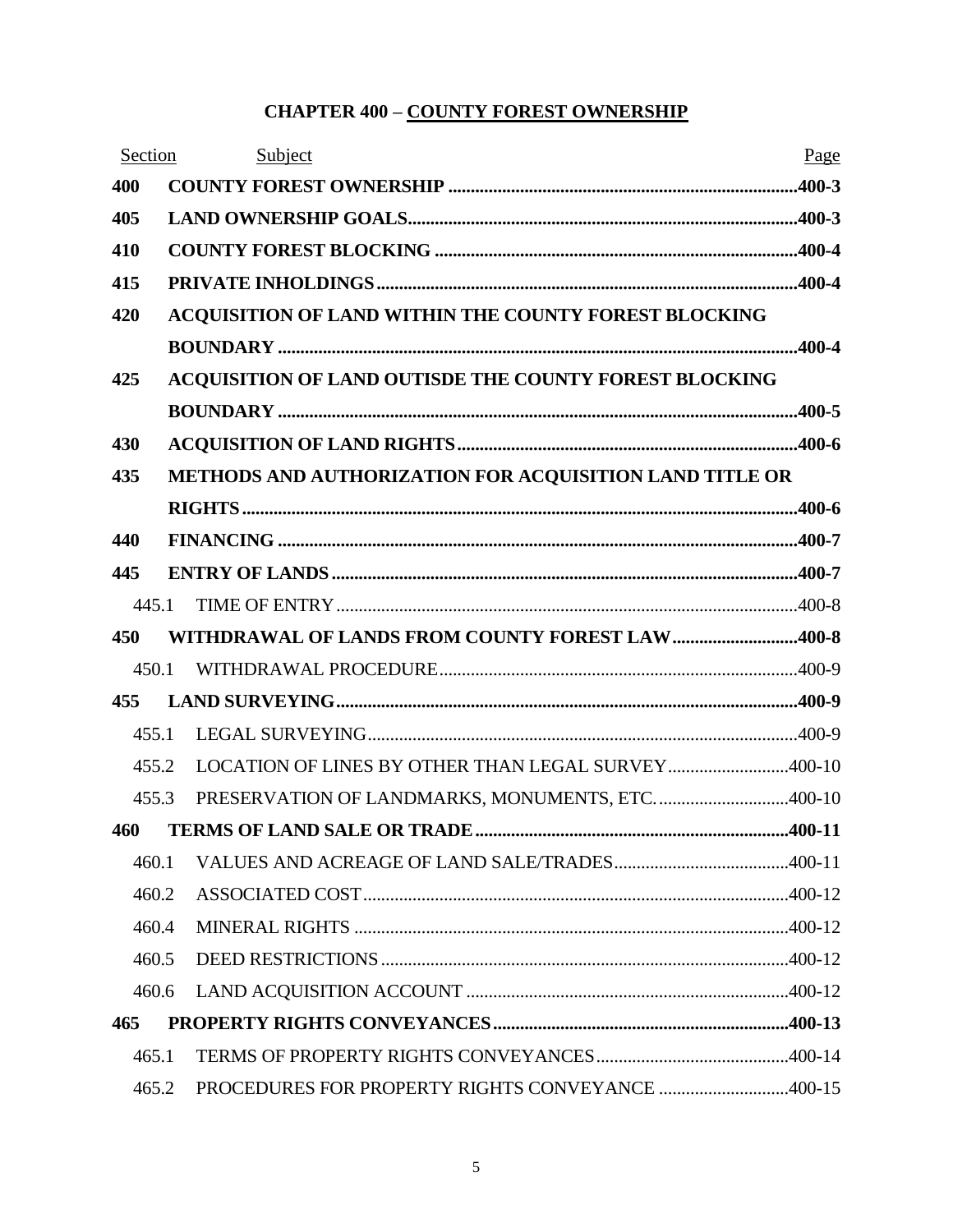# CHAPTER 400 – COUNTY FOREST OWNERSHIP

| Section | Subject | Page |
|---|---|---|
| **400** | **COUNTY FOREST OWNERSHIP** | **400-3** |
| **405** | **LAND OWNERSHIP GOALS** | **400-3** |
| **410** | **COUNTY FOREST BLOCKING** | **400-4** |
| **415** | **PRIVATE INHOLDINGS** | **400-4** |
| **420** | **ACQUISITION OF LAND WITHIN THE COUNTY FOREST BLOCKING BOUNDARY** | **400-4** |
| **425** | **ACQUISITION OF LAND OUTISDE THE COUNTY FOREST BLOCKING BOUNDARY** | **400-5** |
| **430** | **ACQUISITION OF LAND RIGHTS** | **400-6** |
| **435** | **METHODS AND AUTHORIZATION FOR ACQUISITION LAND TITLE OR RIGHTS** | **400-6** |
| **440** | **FINANCING** | **400-7** |
| **445** | **ENTRY OF LANDS** | **400-7** |
| 445.1 | TIME OF ENTRY | 400-8 |
| **450** | **WITHDRAWAL OF LANDS FROM COUNTY FOREST LAW** | **400-8** |
| 450.1 | WITHDRAWAL PROCEDURE | 400-9 |
| **455** | **LAND SURVEYING** | **400-9** |
| 455.1 | LEGAL SURVEYING | 400-9 |
| 455.2 | LOCATION OF LINES BY OTHER THAN LEGAL SURVEY | 400-10 |
| 455.3 | PRESERVATION OF LANDMARKS, MONUMENTS, ETC. | 400-10 |
| **460** | **TERMS OF LAND SALE OR TRADE** | **400-11** |
| 460.1 | VALUES AND ACREAGE OF LAND SALE/TRADES | 400-11 |
| 460.2 | ASSOCIATED COST | 400-12 |
| 460.4 | MINERAL RIGHTS | 400-12 |
| 460.5 | DEED RESTRICTIONS | 400-12 |
| 460.6 | LAND ACQUISITION ACCOUNT | 400-12 |
| **465** | **PROPERTY RIGHTS CONVEYANCES** | **400-13** |
| 465.1 | TERMS OF PROPERTY RIGHTS CONVEYANCES | 400-14 |
| 465.2 | PROCEDURES FOR PROPERTY RIGHTS CONVEYANCE | 400-15 |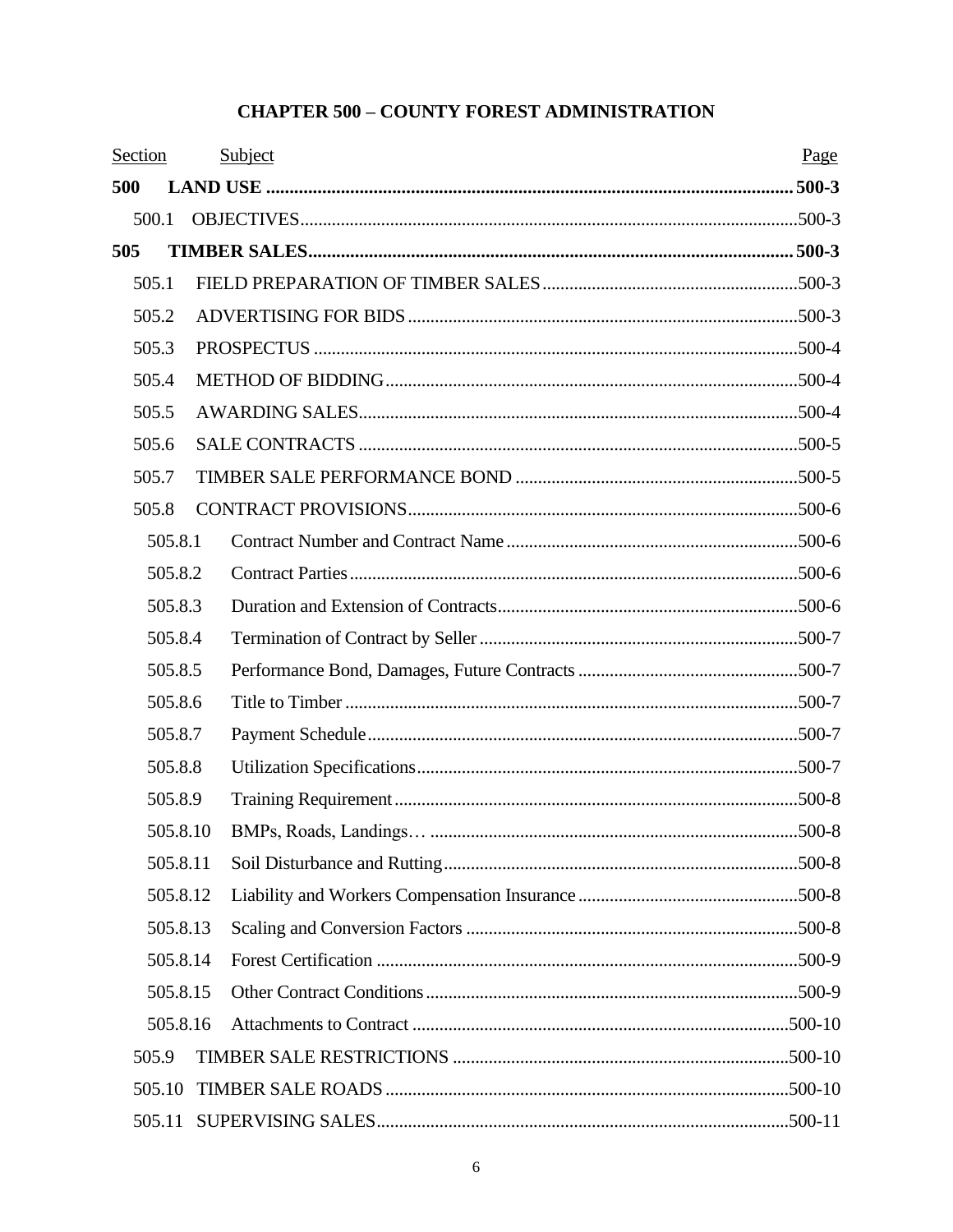# CHAPTER 500 – COUNTY FOREST ADMINISTRATION

| Section | Subject | Page |
|---|---|---|
| **500** | **LAND USE** | **500-3** |
| 500.1 | OBJECTIVES | 500-3 |
| **505** | **TIMBER SALES** | **500-3** |
| 505.1 | FIELD PREPARATION OF TIMBER SALES | 500-3 |
| 505.2 | ADVERTISING FOR BIDS | 500-3 |
| 505.3 | PROSPECTUS | 500-4 |
| 505.4 | METHOD OF BIDDING | 500-4 |
| 505.5 | AWARDING SALES | 500-4 |
| 505.6 | SALE CONTRACTS | 500-5 |
| 505.7 | TIMBER SALE PERFORMANCE BOND | 500-5 |
| 505.8 | CONTRACT PROVISIONS | 500-6 |
| 505.8.1 | Contract Number and Contract Name | 500-6 |
| 505.8.2 | Contract Parties | 500-6 |
| 505.8.3 | Duration and Extension of Contracts | 500-6 |
| 505.8.4 | Termination of Contract by Seller | 500-7 |
| 505.8.5 | Performance Bond, Damages, Future Contracts | 500-7 |
| 505.8.6 | Title to Timber | 500-7 |
| 505.8.7 | Payment Schedule | 500-7 |
| 505.8.8 | Utilization Specifications | 500-7 |
| 505.8.9 | Training Requirement | 500-8 |
| 505.8.10 | BMPs, Roads, Landings… | 500-8 |
| 505.8.11 | Soil Disturbance and Rutting | 500-8 |
| 505.8.12 | Liability and Workers Compensation Insurance | 500-8 |
| 505.8.13 | Scaling and Conversion Factors | 500-8 |
| 505.8.14 | Forest Certification | 500-9 |
| 505.8.15 | Other Contract Conditions | 500-9 |
| 505.8.16 | Attachments to Contract | 500-10 |
| 505.9 | TIMBER SALE RESTRICTIONS | 500-10 |
| 505.10 | TIMBER SALE ROADS | 500-10 |
| 505.11 | SUPERVISING SALES | 500-11 |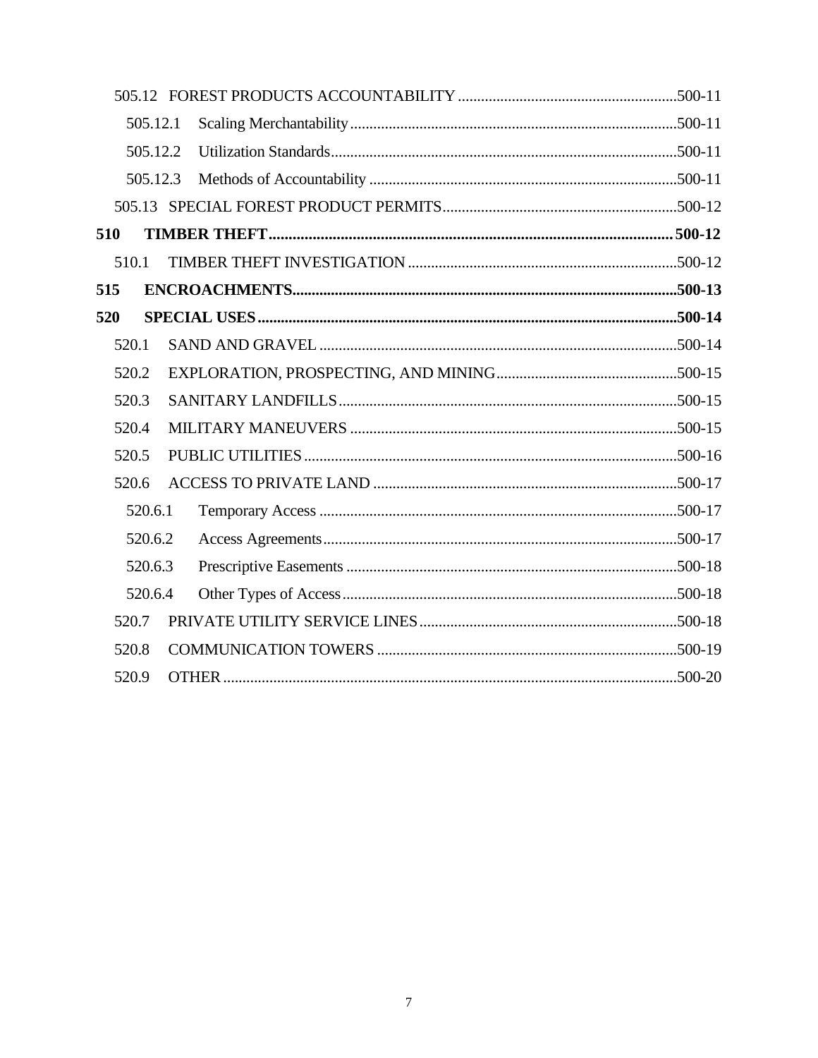505.12 FOREST PRODUCTS ACCOUNTABILITY ....................................................... 500-11

505.12.1 Scaling Merchantability ....................................................................... 500-11

505.12.2 Utilization Standards ........................................................................... 500-11

505.12.3 Methods of Accountability ................................................................... 500-11

505.13 SPECIAL FOREST PRODUCT PERMITS ............................................................ 500-12

**510 TIMBER THEFT ................................................................................................ 500-12**

510.1 TIMBER THEFT INVESTIGATION ...................................................................... 500-12

**515 ENCROACHMENTS ............................................................................................ 500-13**

**520 SPECIAL USES .................................................................................................. 500-14**

520.1 SAND AND GRAVEL ............................................................................................ 500-14

520.2 EXPLORATION, PROSPECTING, AND MINING .............................................. 500-15

520.3 SANITARY LANDFILLS ....................................................................................... 500-15

520.4 MILITARY MANEUVERS .................................................................................... 500-15

520.5 PUBLIC UTILITIES ............................................................................................... 500-16

520.6 ACCESS TO PRIVATE LAND .............................................................................. 500-17

520.6.1 Temporary Access ................................................................................ 500-17

520.6.2 Access Agreements ............................................................................... 500-17

520.6.3 Prescriptive Easements ......................................................................... 500-18

520.6.4 Other Types of Access .......................................................................... 500-18

520.7 PRIVATE UTILITY SERVICE LINES .................................................................. 500-18

520.8 COMMUNICATION TOWERS ............................................................................. 500-19

520.9 OTHER .................................................................................................................... 500-20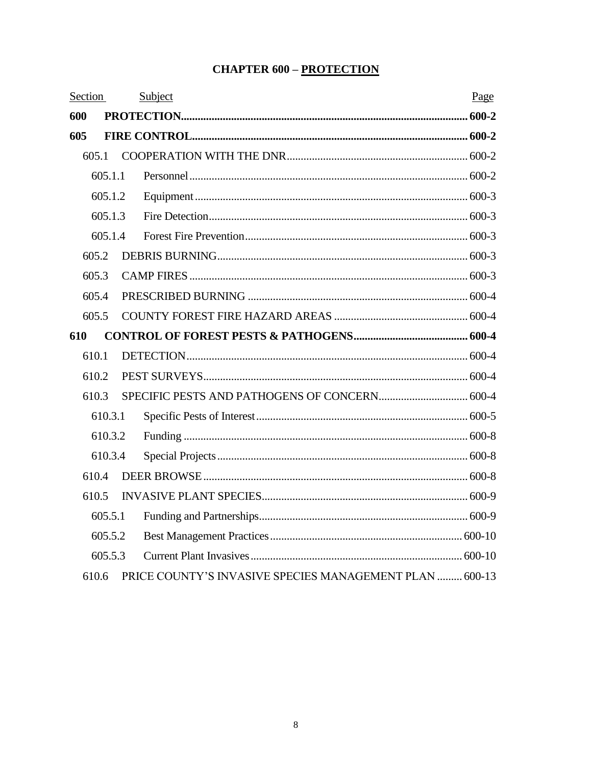# CHAPTER 600 – PROTECTION

| Section | Subject | Page |
|---|---|---|
| **600** | **PROTECTION** | **600-2** |
| **605** | **FIRE CONTROL** | **600-2** |
| 605.1 | COOPERATION WITH THE DNR | 600-2 |
| 605.1.1 | Personnel | 600-2 |
| 605.1.2 | Equipment | 600-3 |
| 605.1.3 | Fire Detection | 600-3 |
| 605.1.4 | Forest Fire Prevention | 600-3 |
| 605.2 | DEBRIS BURNING | 600-3 |
| 605.3 | CAMP FIRES | 600-3 |
| 605.4 | PRESCRIBED BURNING | 600-4 |
| 605.5 | COUNTY FOREST FIRE HAZARD AREAS | 600-4 |
| **610** | **CONTROL OF FOREST PESTS & PATHOGENS** | **600-4** |
| 610.1 | DETECTION | 600-4 |
| 610.2 | PEST SURVEYS | 600-4 |
| 610.3 | SPECIFIC PESTS AND PATHOGENS OF CONCERN | 600-4 |
| 610.3.1 | Specific Pests of Interest | 600-5 |
| 610.3.2 | Funding | 600-8 |
| 610.3.4 | Special Projects | 600-8 |
| 610.4 | DEER BROWSE | 600-8 |
| 610.5 | INVASIVE PLANT SPECIES | 600-9 |
| 605.5.1 | Funding and Partnerships | 600-9 |
| 605.5.2 | Best Management Practices | 600-10 |
| 605.5.3 | Current Plant Invasives | 600-10 |
| 610.6 | PRICE COUNTY'S INVASIVE SPECIES MANAGEMENT PLAN | 600-13 |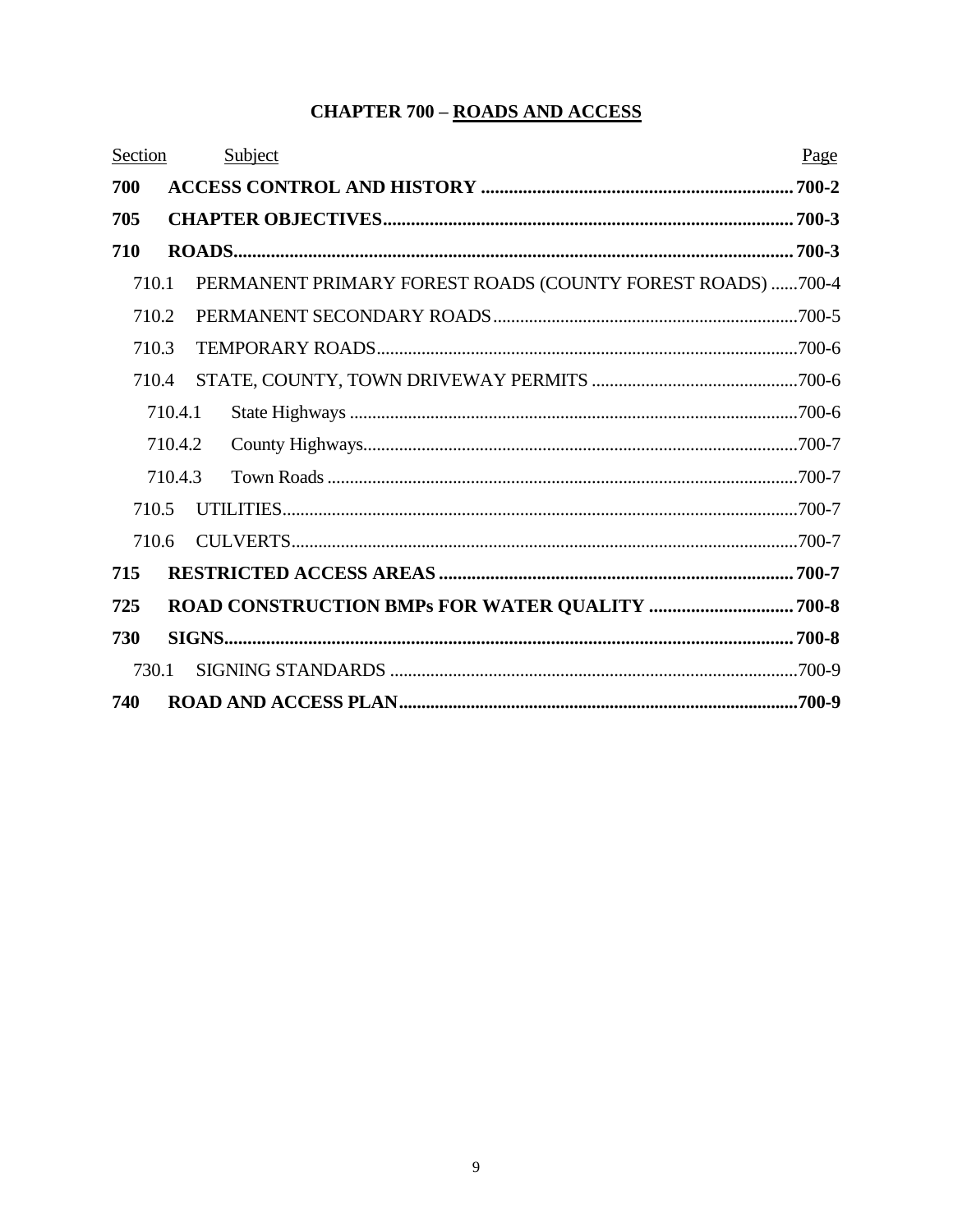# CHAPTER 700 – ROADS AND ACCESS

| Section | Subject | Page |
|---|---|---|
| **700** | **ACCESS CONTROL AND HISTORY** | **700-2** |
| **705** | **CHAPTER OBJECTIVES** | **700-3** |
| **710** | **ROADS** | **700-3** |
| 710.1 | PERMANENT PRIMARY FOREST ROADS (COUNTY FOREST ROADS) | 700-4 |
| 710.2 | PERMANENT SECONDARY ROADS | 700-5 |
| 710.3 | TEMPORARY ROADS | 700-6 |
| 710.4 | STATE, COUNTY, TOWN DRIVEWAY PERMITS | 700-6 |
| 710.4.1 | State Highways | 700-6 |
| 710.4.2 | County Highways | 700-7 |
| 710.4.3 | Town Roads | 700-7 |
| 710.5 | UTILITIES | 700-7 |
| 710.6 | CULVERTS | 700-7 |
| **715** | **RESTRICTED ACCESS AREAS** | **700-7** |
| **725** | **ROAD CONSTRUCTION BMPs FOR WATER QUALITY** | **700-8** |
| **730** | **SIGNS** | **700-8** |
| 730.1 | SIGNING STANDARDS | 700-9 |
| **740** | **ROAD AND ACCESS PLAN** | **700-9** |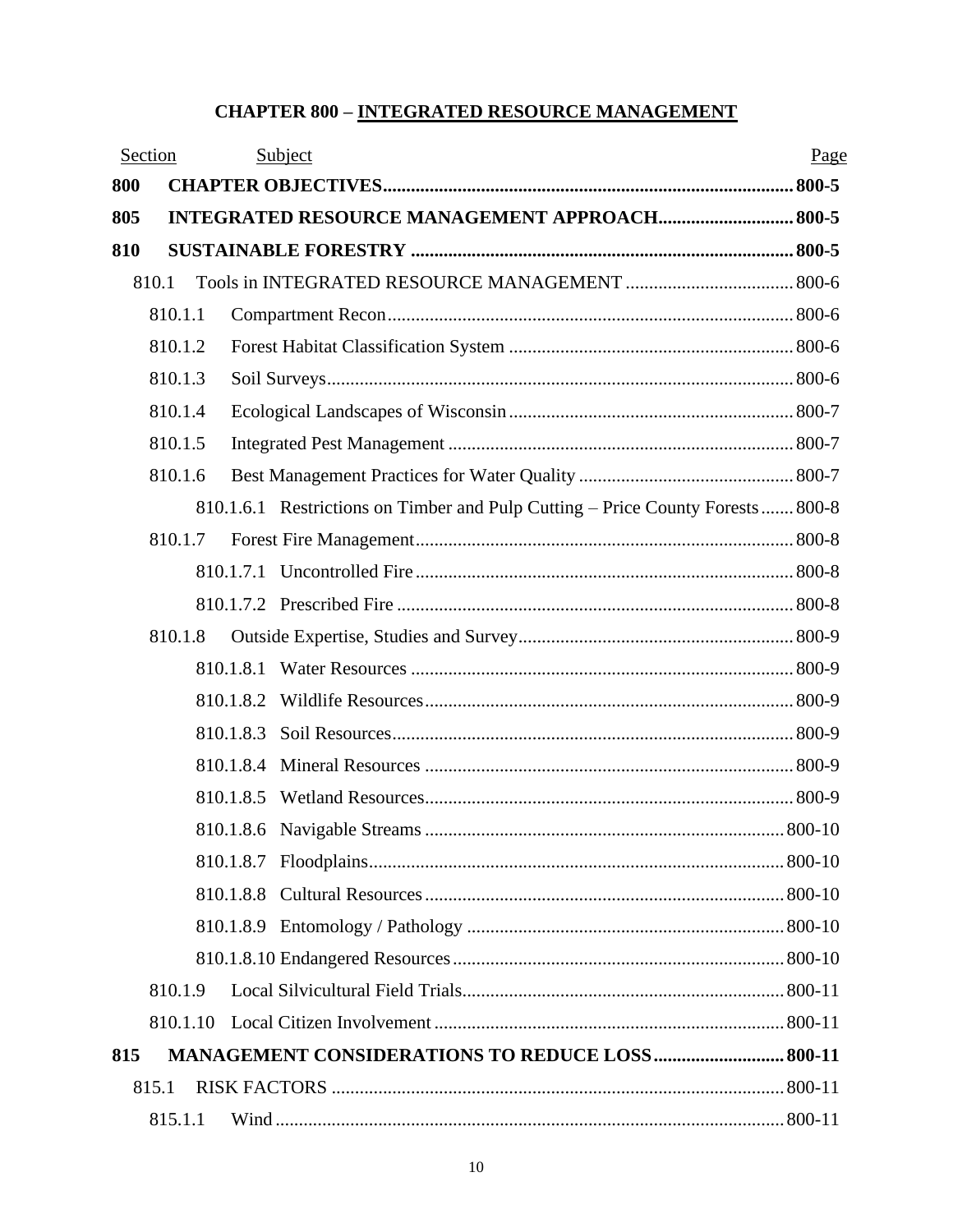# CHAPTER 800 – INTEGRATED RESOURCE MANAGEMENT

| Section | Subject | Page |
|---|---|---|
| **800** | **CHAPTER OBJECTIVES** | **800-5** |
| **805** | **INTEGRATED RESOURCE MANAGEMENT APPROACH** | **800-5** |
| **810** | **SUSTAINABLE FORESTRY** | **800-5** |
| 810.1 | Tools in INTEGRATED RESOURCE MANAGEMENT | 800-6 |
| 810.1.1 | Compartment Recon | 800-6 |
| 810.1.2 | Forest Habitat Classification System | 800-6 |
| 810.1.3 | Soil Surveys | 800-6 |
| 810.1.4 | Ecological Landscapes of Wisconsin | 800-7 |
| 810.1.5 | Integrated Pest Management | 800-7 |
| 810.1.6 | Best Management Practices for Water Quality | 800-7 |
| 810.1.6.1 | Restrictions on Timber and Pulp Cutting – Price County Forests | 800-8 |
| 810.1.7 | Forest Fire Management | 800-8 |
| 810.1.7.1 | Uncontrolled Fire | 800-8 |
| 810.1.7.2 | Prescribed Fire | 800-8 |
| 810.1.8 | Outside Expertise, Studies and Survey | 800-9 |
| 810.1.8.1 | Water Resources | 800-9 |
| 810.1.8.2 | Wildlife Resources | 800-9 |
| 810.1.8.3 | Soil Resources | 800-9 |
| 810.1.8.4 | Mineral Resources | 800-9 |
| 810.1.8.5 | Wetland Resources | 800-9 |
| 810.1.8.6 | Navigable Streams | 800-10 |
| 810.1.8.7 | Floodplains | 800-10 |
| 810.1.8.8 | Cultural Resources | 800-10 |
| 810.1.8.9 | Entomology / Pathology | 800-10 |
| 810.1.8.10 | Endangered Resources | 800-10 |
| 810.1.9 | Local Silvicultural Field Trials | 800-11 |
| 810.1.10 | Local Citizen Involvement | 800-11 |
| **815** | **MANAGEMENT CONSIDERATIONS TO REDUCE LOSS** | **800-11** |
| 815.1 | RISK FACTORS | 800-11 |
| 815.1.1 | Wind | 800-11 |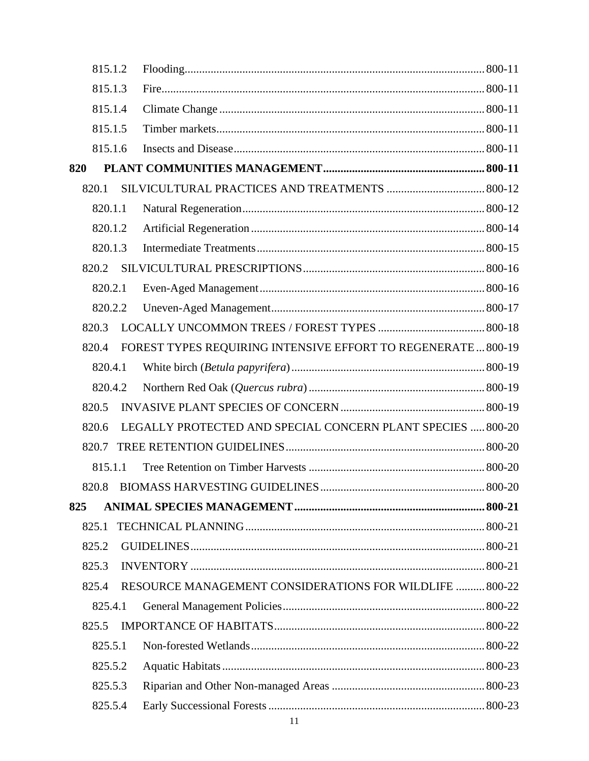815.1.2 Flooding ........ 800-11

815.1.3 Fire ........ 800-11

815.1.4 Climate Change ........ 800-11

815.1.5 Timber markets ........ 800-11

815.1.6 Insects and Disease ........ 800-11

**820 PLANT COMMUNITIES MANAGEMENT ........ 800-11**

820.1 SILVICULTURAL PRACTICES AND TREATMENTS ........ 800-12

820.1.1 Natural Regeneration ........ 800-12

820.1.2 Artificial Regeneration ........ 800-14

820.1.3 Intermediate Treatments ........ 800-15

820.2 SILVICULTURAL PRESCRIPTIONS ........ 800-16

820.2.1 Even-Aged Management ........ 800-16

820.2.2 Uneven-Aged Management ........ 800-17

820.3 LOCALLY UNCOMMON TREES / FOREST TYPES ........ 800-18

820.4 FOREST TYPES REQUIRING INTENSIVE EFFORT TO REGENERATE ........ 800-19

820.4.1 White birch (*Betula papyrifera*) ........ 800-19

820.4.2 Northern Red Oak (*Quercus rubra*) ........ 800-19

820.5 INVASIVE PLANT SPECIES OF CONCERN ........ 800-19

820.6 LEGALLY PROTECTED AND SPECIAL CONCERN PLANT SPECIES ........ 800-20

820.7 TREE RETENTION GUIDELINES ........ 800-20

815.1.1 Tree Retention on Timber Harvests ........ 800-20

820.8 BIOMASS HARVESTING GUIDELINES ........ 800-20

**825 ANIMAL SPECIES MANAGEMENT ........ 800-21**

825.1 TECHNICAL PLANNING ........ 800-21

825.2 GUIDELINES ........ 800-21

825.3 INVENTORY ........ 800-21

825.4 RESOURCE MANAGEMENT CONSIDERATIONS FOR WILDLIFE ........ 800-22

825.4.1 General Management Policies ........ 800-22

825.5 IMPORTANCE OF HABITATS ........ 800-22

825.5.1 Non-forested Wetlands ........ 800-22

825.5.2 Aquatic Habitats ........ 800-23

825.5.3 Riparian and Other Non-managed Areas ........ 800-23

825.5.4 Early Successional Forests ........ 800-23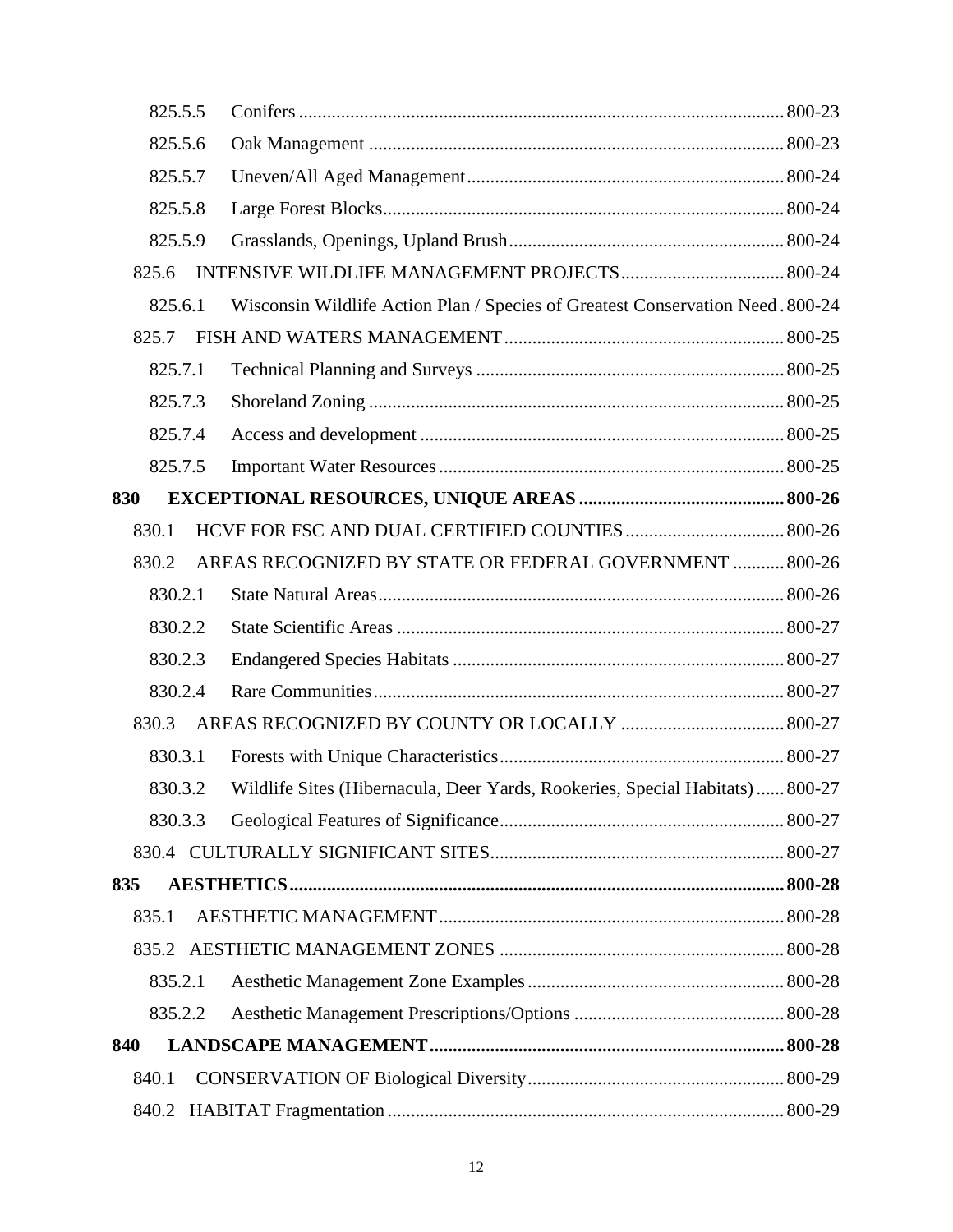825.5.5 Conifers ....................................................................................................... 800-23

825.5.6 Oak Management ........................................................................................ 800-23

825.5.7 Uneven/All Aged Management ................................................................... 800-24

825.5.8 Large Forest Blocks ..................................................................................... 800-24

825.5.9 Grasslands, Openings, Upland Brush .......................................................... 800-24

825.6 INTENSIVE WILDLIFE MANAGEMENT PROJECTS .................................. 800-24

825.6.1 Wisconsin Wildlife Action Plan / Species of Greatest Conservation Need . 800-24

825.7 FISH AND WATERS MANAGEMENT ........................................................... 800-25

825.7.1 Technical Planning and Surveys ................................................................. 800-25

825.7.3 Shoreland Zoning ........................................................................................ 800-25

825.7.4 Access and development ............................................................................. 800-25

825.7.5 Important Water Resources ......................................................................... 800-25

**830 EXCEPTIONAL RESOURCES, UNIQUE AREAS ........................................... 800-26**

830.1 HCVF FOR FSC AND DUAL CERTIFIED COUNTIES ................................. 800-26

830.2 AREAS RECOGNIZED BY STATE OR FEDERAL GOVERNMENT ........... 800-26

830.2.1 State Natural Areas ...................................................................................... 800-26

830.2.2 State Scientific Areas .................................................................................. 800-27

830.2.3 Endangered Species Habitats ...................................................................... 800-27

830.2.4 Rare Communities ....................................................................................... 800-27

830.3 AREAS RECOGNIZED BY COUNTY OR LOCALLY .................................. 800-27

830.3.1 Forests with Unique Characteristics ............................................................ 800-27

830.3.2 Wildlife Sites (Hibernacula, Deer Yards, Rookeries, Special Habitats) ...... 800-27

830.3.3 Geological Features of Significance ............................................................ 800-27

830.4 CULTURALLY SIGNIFICANT SITES .............................................................. 800-27

**835 AESTHETICS ........................................................................................................ 800-28**

835.1 AESTHETIC MANAGEMENT ......................................................................... 800-28

835.2 AESTHETIC MANAGEMENT ZONES ............................................................ 800-28

835.2.1 Aesthetic Management Zone Examples ....................................................... 800-28

835.2.2 Aesthetic Management Prescriptions/Options ............................................. 800-28

**840 LANDSCAPE MANAGEMENT ........................................................................... 800-28**

840.1 CONSERVATION OF Biological Diversity ...................................................... 800-29

840.2 HABITAT Fragmentation .................................................................................... 800-29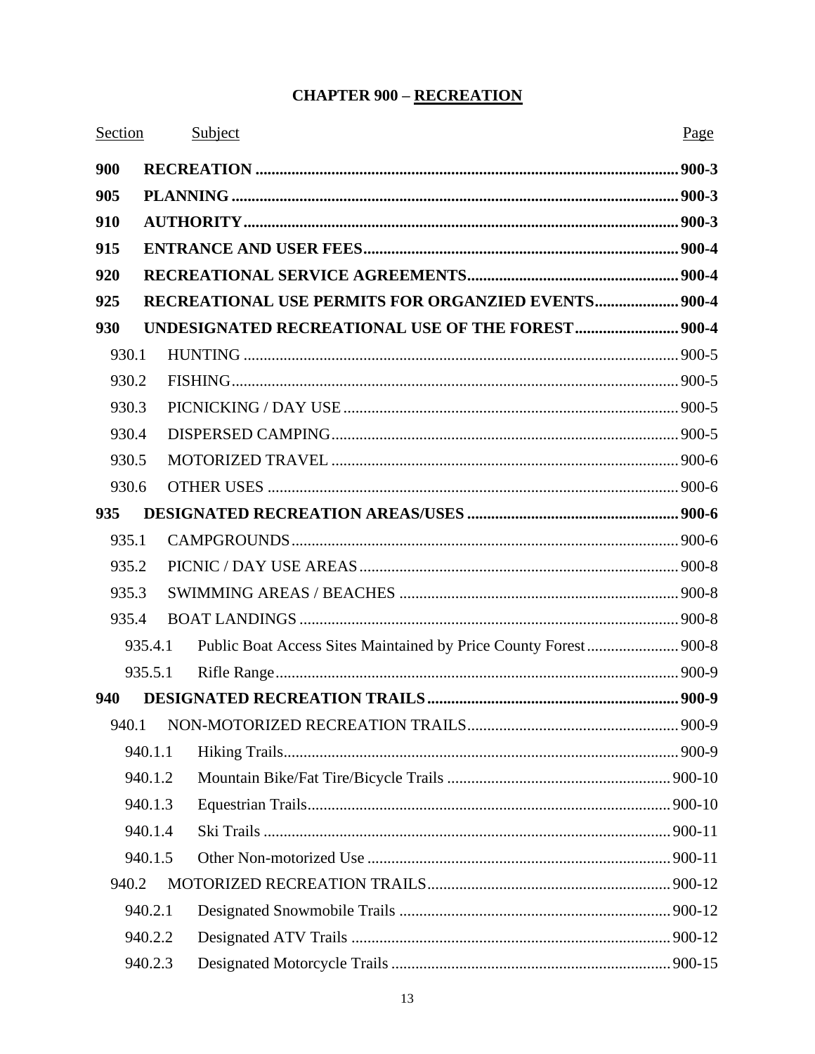# CHAPTER 900 – RECREATION

| Section | Subject | Page |
|---|---|---|
| **900** | **RECREATION** | **900-3** |
| **905** | **PLANNING** | **900-3** |
| **910** | **AUTHORITY** | **900-3** |
| **915** | **ENTRANCE AND USER FEES** | **900-4** |
| **920** | **RECREATIONAL SERVICE AGREEMENTS** | **900-4** |
| **925** | **RECREATIONAL USE PERMITS FOR ORGANZIED EVENTS** | **900-4** |
| **930** | **UNDESIGNATED RECREATIONAL USE OF THE FOREST** | **900-4** |
| 930.1 | HUNTING | 900-5 |
| 930.2 | FISHING | 900-5 |
| 930.3 | PICNICKING / DAY USE | 900-5 |
| 930.4 | DISPERSED CAMPING | 900-5 |
| 930.5 | MOTORIZED TRAVEL | 900-6 |
| 930.6 | OTHER USES | 900-6 |
| **935** | **DESIGNATED RECREATION AREAS/USES** | **900-6** |
| 935.1 | CAMPGROUNDS | 900-6 |
| 935.2 | PICNIC / DAY USE AREAS | 900-8 |
| 935.3 | SWIMMING AREAS / BEACHES | 900-8 |
| 935.4 | BOAT LANDINGS | 900-8 |
| 935.4.1 | Public Boat Access Sites Maintained by Price County Forest | 900-8 |
| 935.5.1 | Rifle Range | 900-9 |
| **940** | **DESIGNATED RECREATION TRAILS** | **900-9** |
| 940.1 | NON-MOTORIZED RECREATION TRAILS | 900-9 |
| 940.1.1 | Hiking Trails | 900-9 |
| 940.1.2 | Mountain Bike/Fat Tire/Bicycle Trails | 900-10 |
| 940.1.3 | Equestrian Trails | 900-10 |
| 940.1.4 | Ski Trails | 900-11 |
| 940.1.5 | Other Non-motorized Use | 900-11 |
| 940.2 | MOTORIZED RECREATION TRAILS | 900-12 |
| 940.2.1 | Designated Snowmobile Trails | 900-12 |
| 940.2.2 | Designated ATV Trails | 900-12 |
| 940.2.3 | Designated Motorcycle Trails | 900-15 |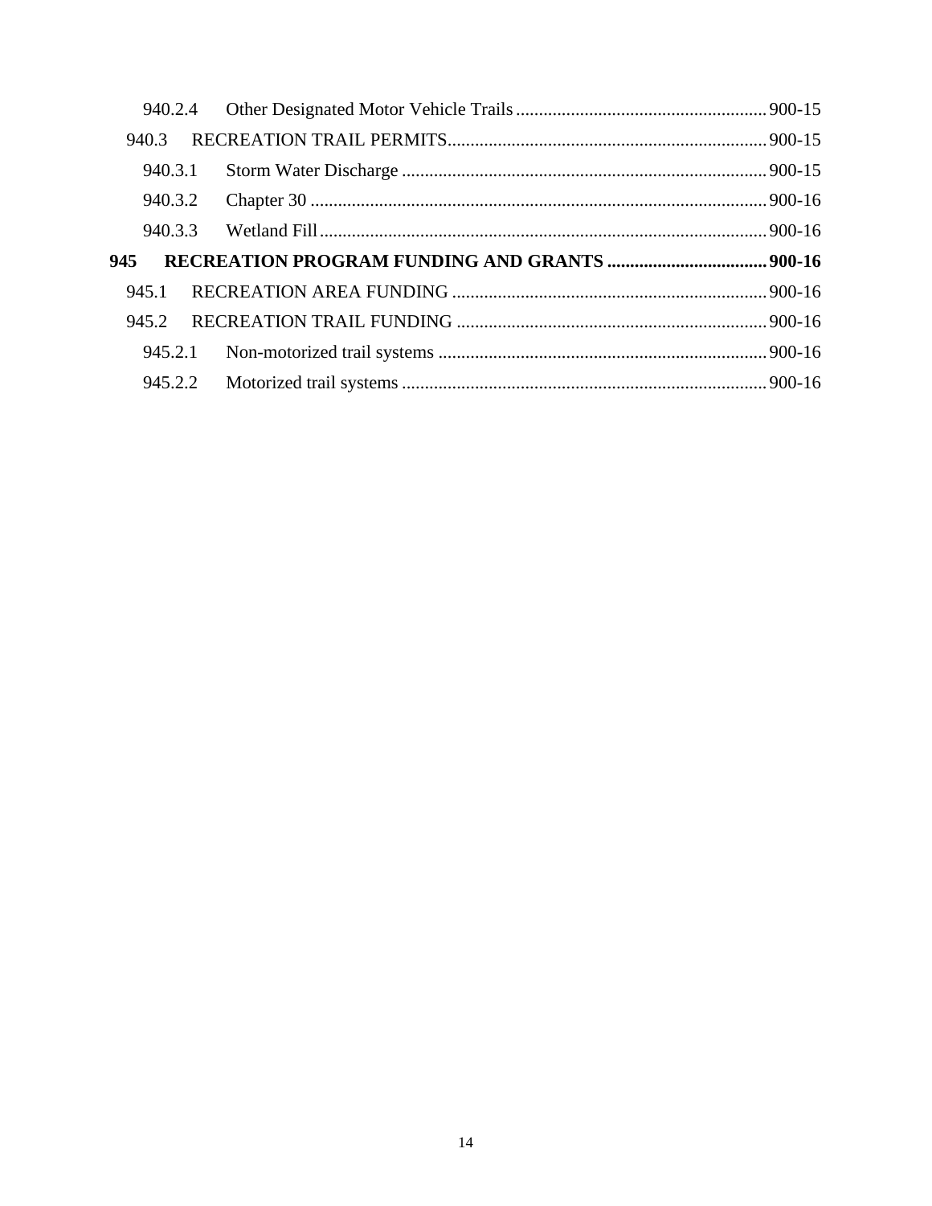940.2.4 Other Designated Motor Vehicle Trails ........................................................ 900-15

940.3 RECREATION TRAIL PERMITS ........................................................................ 900-15

940.3.1 Storm Water Discharge ................................................................................. 900-15

940.3.2 Chapter 30 ..................................................................................................... 900-16

940.3.3 Wetland Fill ................................................................................................... 900-16

**945 RECREATION PROGRAM FUNDING AND GRANTS ................................... 900-16**

945.1 RECREATION AREA FUNDING ...................................................................... 900-16

945.2 RECREATION TRAIL FUNDING ..................................................................... 900-16

945.2.1 Non-motorized trail systems ......................................................................... 900-16

945.2.2 Motorized trail systems ................................................................................. 900-16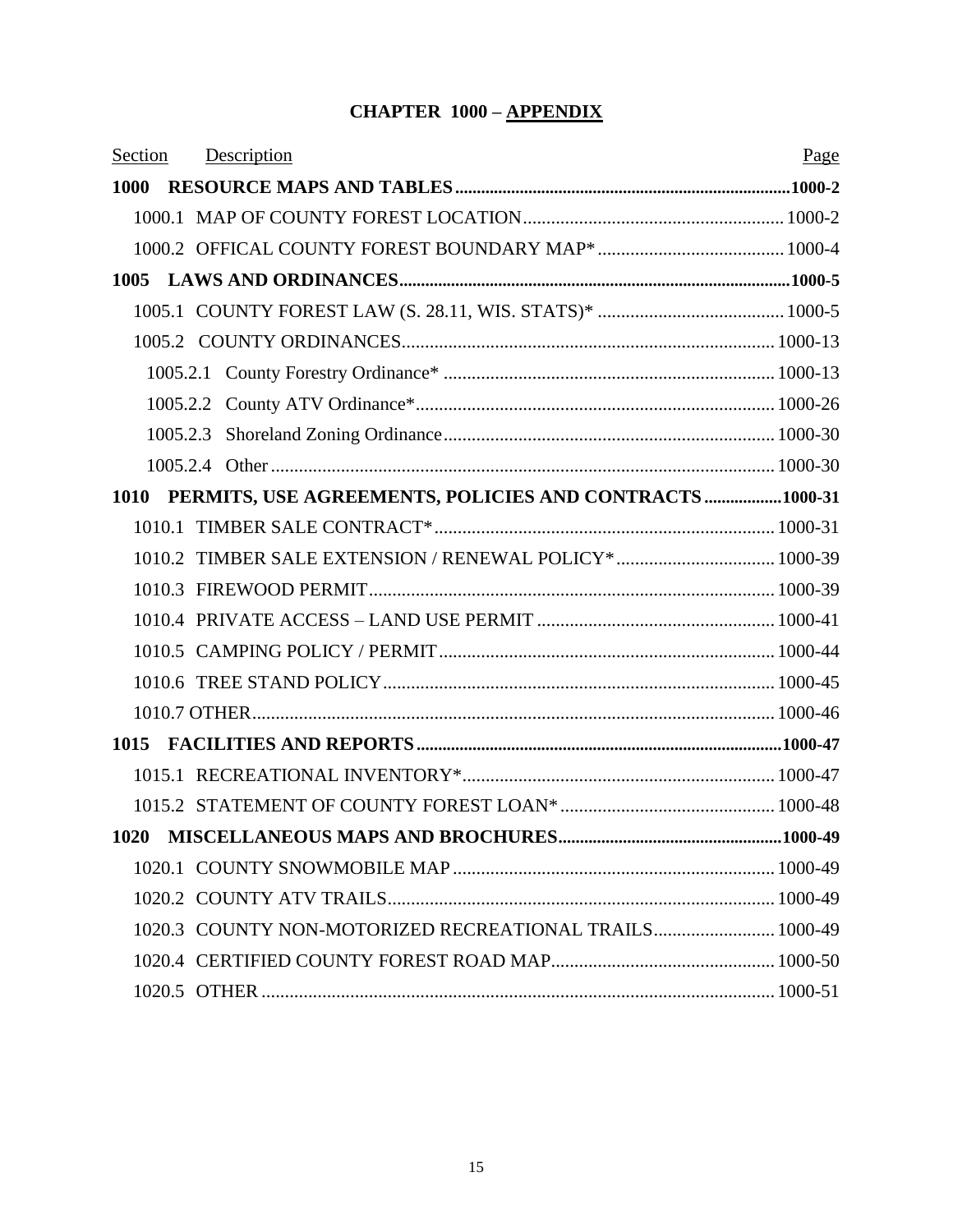# CHAPTER 1000 – APPENDIX

| Section | Description | Page |
|---|---|---|
| **1000** | **RESOURCE MAPS AND TABLES** | **1000-2** |
| 1000.1 | MAP OF COUNTY FOREST LOCATION | 1000-2 |
| 1000.2 | OFFICAL COUNTY FOREST BOUNDARY MAP* | 1000-4 |
| **1005** | **LAWS AND ORDINANCES** | **1000-5** |
| 1005.1 | COUNTY FOREST LAW (S. 28.11, WIS. STATS)* | 1000-5 |
| 1005.2 | COUNTY ORDINANCES | 1000-13 |
| 1005.2.1 | County Forestry Ordinance* | 1000-13 |
| 1005.2.2 | County ATV Ordinance* | 1000-26 |
| 1005.2.3 | Shoreland Zoning Ordinance | 1000-30 |
| 1005.2.4 | Other | 1000-30 |
| **1010** | **PERMITS, USE AGREEMENTS, POLICIES AND CONTRACTS** | **1000-31** |
| 1010.1 | TIMBER SALE CONTRACT* | 1000-31 |
| 1010.2 | TIMBER SALE EXTENSION / RENEWAL POLICY* | 1000-39 |
| 1010.3 | FIREWOOD PERMIT | 1000-39 |
| 1010.4 | PRIVATE ACCESS – LAND USE PERMIT | 1000-41 |
| 1010.5 | CAMPING POLICY / PERMIT | 1000-44 |
| 1010.6 | TREE STAND POLICY | 1000-45 |
| 1010.7 | OTHER | 1000-46 |
| **1015** | **FACILITIES AND REPORTS** | **1000-47** |
| 1015.1 | RECREATIONAL INVENTORY* | 1000-47 |
| 1015.2 | STATEMENT OF COUNTY FOREST LOAN* | 1000-48 |
| **1020** | **MISCELLANEOUS MAPS AND BROCHURES** | **1000-49** |
| 1020.1 | COUNTY SNOWMOBILE MAP | 1000-49 |
| 1020.2 | COUNTY ATV TRAILS | 1000-49 |
| 1020.3 | COUNTY NON-MOTORIZED RECREATIONAL TRAILS | 1000-49 |
| 1020.4 | CERTIFIED COUNTY FOREST ROAD MAP | 1000-50 |
| 1020.5 | OTHER | 1000-51 |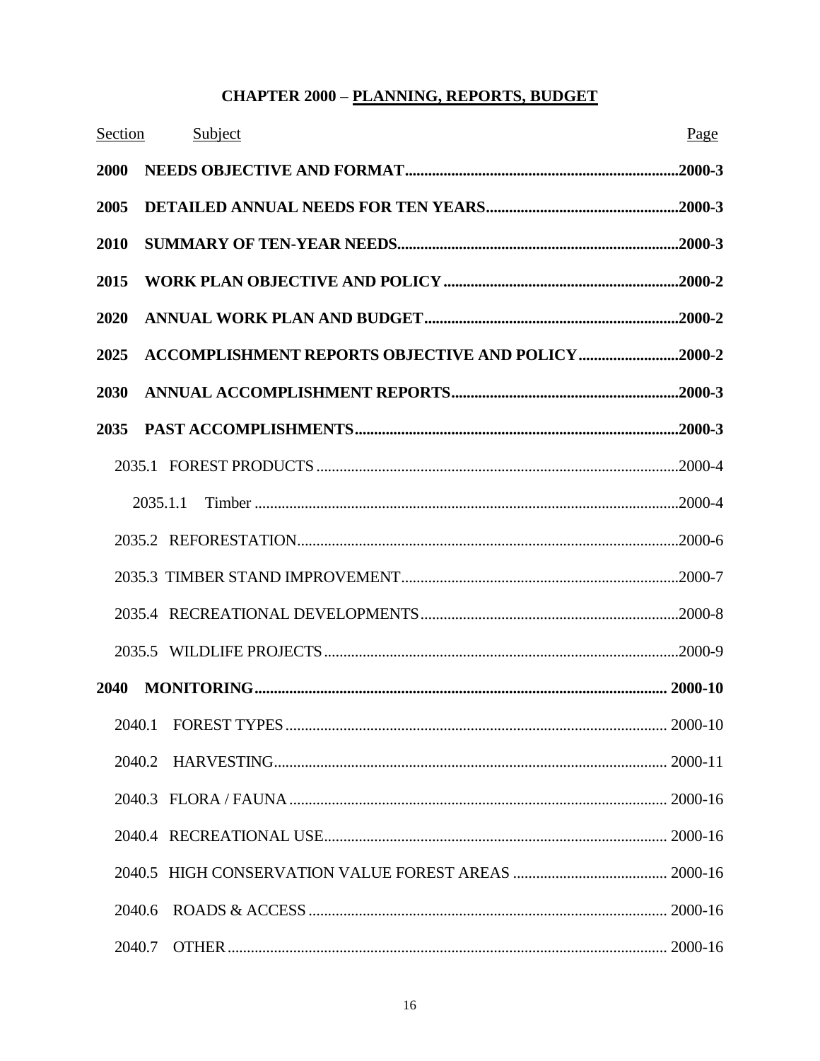# CHAPTER 2000 – PLANNING, REPORTS, BUDGET

| Section | Subject | Page |
|---|---|---|
| **2000** | **NEEDS OBJECTIVE AND FORMAT** | **2000-3** |
| **2005** | **DETAILED ANNUAL NEEDS FOR TEN YEARS** | **2000-3** |
| **2010** | **SUMMARY OF TEN-YEAR NEEDS** | **2000-3** |
| **2015** | **WORK PLAN OBJECTIVE AND POLICY** | **2000-2** |
| **2020** | **ANNUAL WORK PLAN AND BUDGET** | **2000-2** |
| **2025** | **ACCOMPLISHMENT REPORTS OBJECTIVE AND POLICY** | **2000-2** |
| **2030** | **ANNUAL ACCOMPLISHMENT REPORTS** | **2000-3** |
| **2035** | **PAST ACCOMPLISHMENTS** | **2000-3** |
| 2035.1 | FOREST PRODUCTS | 2000-4 |
| 2035.1.1 | Timber | 2000-4 |
| 2035.2 | REFORESTATION | 2000-6 |
| 2035.3 | TIMBER STAND IMPROVEMENT | 2000-7 |
| 2035.4 | RECREATIONAL DEVELOPMENTS | 2000-8 |
| 2035.5 | WILDLIFE PROJECTS | 2000-9 |
| **2040** | **MONITORING** | **2000-10** |
| 2040.1 | FOREST TYPES | 2000-10 |
| 2040.2 | HARVESTING | 2000-11 |
| 2040.3 | FLORA / FAUNA | 2000-16 |
| 2040.4 | RECREATIONAL USE | 2000-16 |
| 2040.5 | HIGH CONSERVATION VALUE FOREST AREAS | 2000-16 |
| 2040.6 | ROADS & ACCESS | 2000-16 |
| 2040.7 | OTHER | 2000-16 |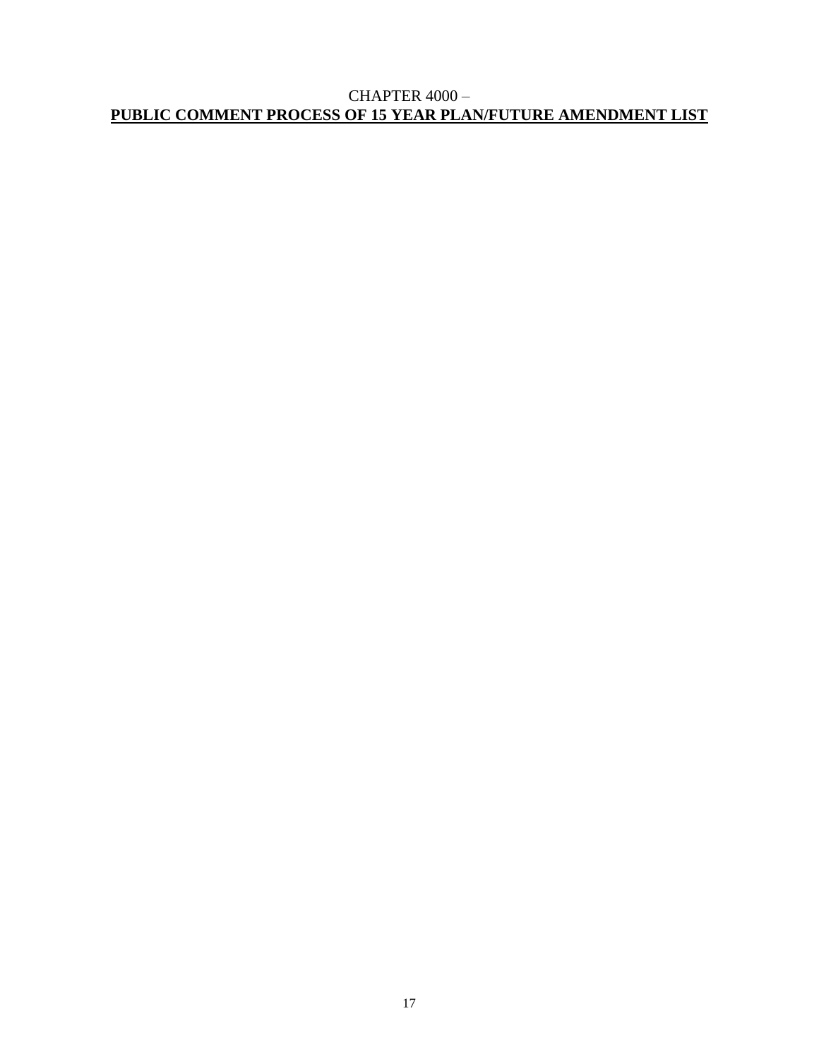# CHAPTER 4000 – **PUBLIC COMMENT PROCESS OF 15 YEAR PLAN/FUTURE AMENDMENT LIST**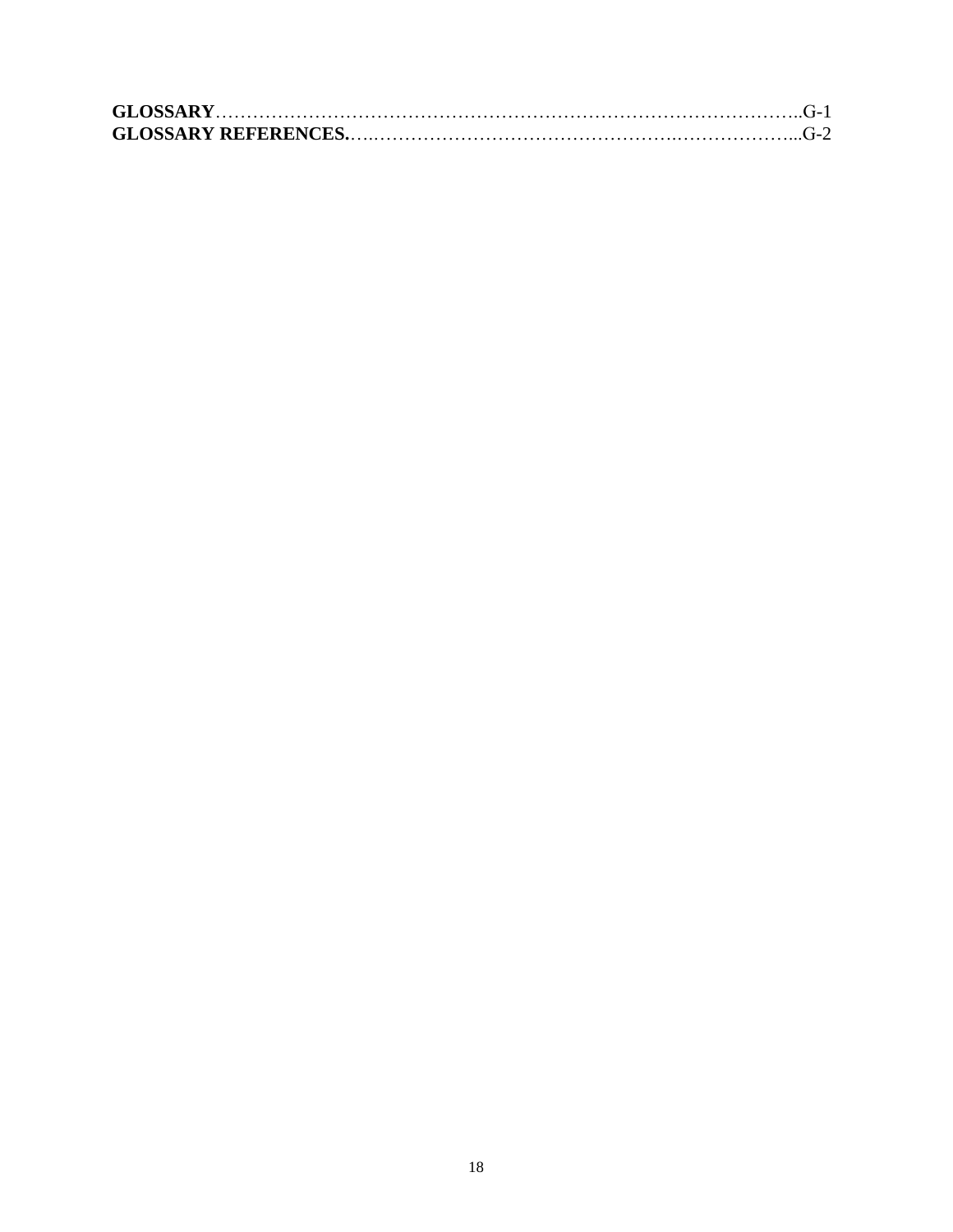**GLOSSARY**……………………………………………………………………………………..G-1
**GLOSSARY REFERENCES.**…..…………………………………………….………………...G-2